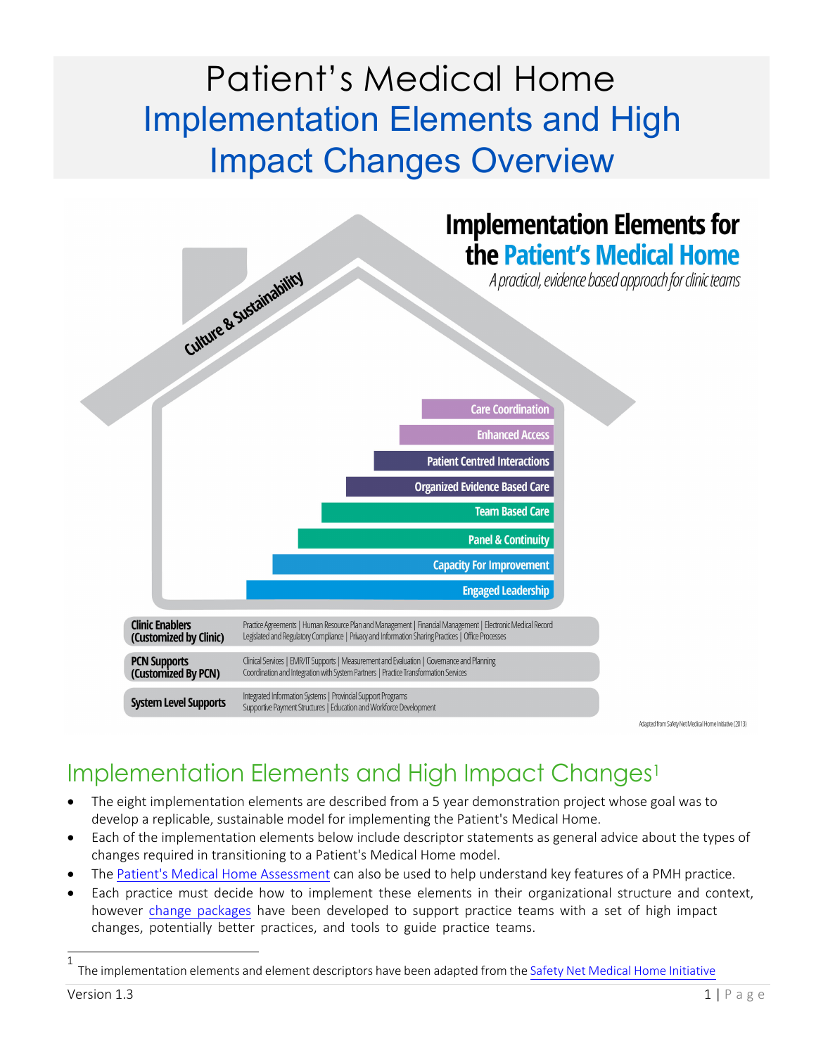# Patient's Medical Home Implementation Elements and High Impact Changes Overview

**Implementation Elements for the Patient's Medical Home**

*A practical, evidence based approach for clinic teams*

Culture & Sustainability

Care Coordination

Enhanced Access

Patient Centred Interactions

Organized Evidence Based Care

Team Based Care

Panel & Continuity

Capacity For Improvement

Engaged Leadership

**Clinic Enablers (Customized by Clinic)**
Practice Agreements | Human Resource Plan and Management | Financial Management | Electronic Medical Record
Legislated and Regulatory Compliance | Privacy and Information Sharing Practices | Office Processes

**PCN Supports (Customized By PCN)**
Clinical Services | EMR/IT Supports | Measurement and Evaluation | Governance and Planning
Coordination and Integration with System Partners | Practice Transformation Services

**System Level Supports**
Integrated Information Systems | Provincial Support Programs
Supportive Payment Structures | Education and Workforce Development

Adapted from Safety Net Medical Home Initiative (2013)

## Implementation Elements and High Impact Changes[1]

- The eight implementation elements are described from a 5 year demonstration project whose goal was to develop a replicable, sustainable model for implementing the Patient's Medical Home.
- Each of the implementation elements below include descriptor statements as general advice about the types of changes required in transitioning to a Patient's Medical Home model.
- The Patient's Medical Home Assessment can also be used to help understand key features of a PMH practice.
- Each practice must decide how to implement these elements in their organizational structure and context, however change packages have been developed to support practice teams with a set of high impact changes, potentially better practices, and tools to guide practice teams.

[1] The implementation elements and element descriptors have been adapted from the Safety Net Medical Home Initiative

Version 1.3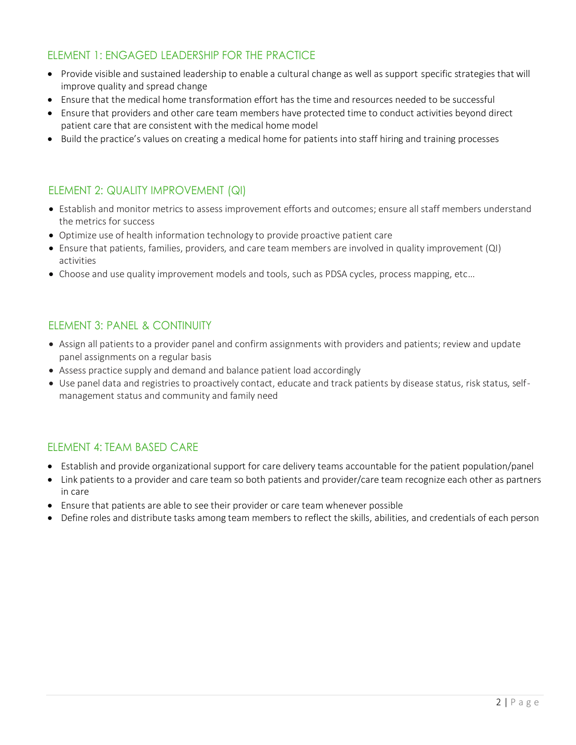## ELEMENT 1: ENGAGED LEADERSHIP FOR THE PRACTICE

- Provide visible and sustained leadership to enable a cultural change as well as support specific strategies that will improve quality and spread change
- Ensure that the medical home transformation effort has the time and resources needed to be successful
- Ensure that providers and other care team members have protected time to conduct activities beyond direct patient care that are consistent with the medical home model
- Build the practice's values on creating a medical home for patients into staff hiring and training processes

## ELEMENT 2: QUALITY IMPROVEMENT (QI)

- Establish and monitor metrics to assess improvement efforts and outcomes; ensure all staff members understand the metrics for success
- Optimize use of health information technology to provide proactive patient care
- Ensure that patients, families, providers, and care team members are involved in quality improvement (QI) activities
- Choose and use quality improvement models and tools, such as PDSA cycles, process mapping, etc…

## ELEMENT 3: PANEL & CONTINUITY

- Assign all patients to a provider panel and confirm assignments with providers and patients; review and update panel assignments on a regular basis
- Assess practice supply and demand and balance patient load accordingly
- Use panel data and registries to proactively contact, educate and track patients by disease status, risk status, self-management status and community and family need

## ELEMENT 4: TEAM BASED CARE

- Establish and provide organizational support for care delivery teams accountable for the patient population/panel
- Link patients to a provider and care team so both patients and provider/care team recognize each other as partners in care
- Ensure that patients are able to see their provider or care team whenever possible
- Define roles and distribute tasks among team members to reflect the skills, abilities, and credentials of each person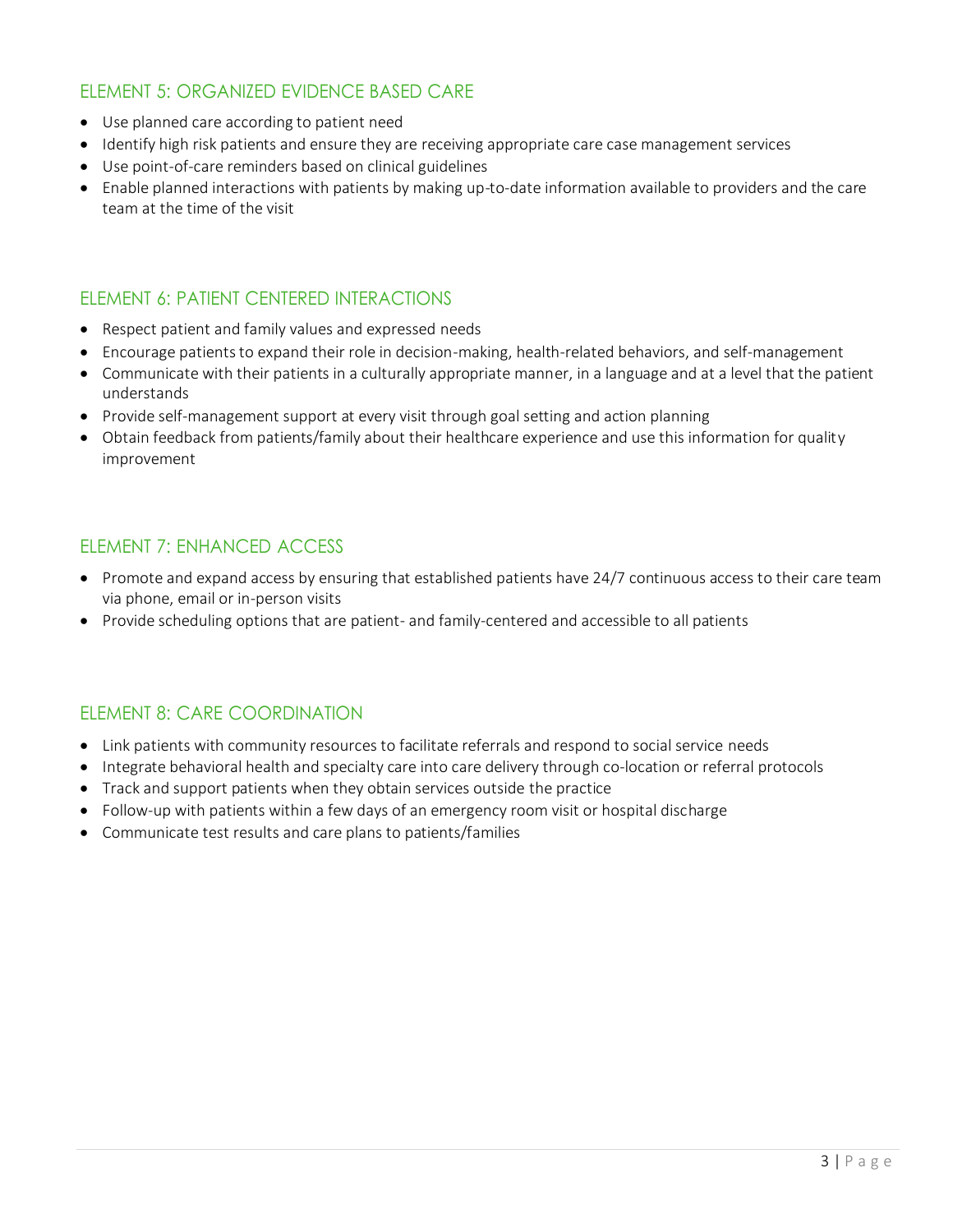## ELEMENT 5: ORGANIZED EVIDENCE BASED CARE

- Use planned care according to patient need
- Identify high risk patients and ensure they are receiving appropriate care case management services
- Use point-of-care reminders based on clinical guidelines
- Enable planned interactions with patients by making up-to-date information available to providers and the care team at the time of the visit

## ELEMENT 6: PATIENT CENTERED INTERACTIONS

- Respect patient and family values and expressed needs
- Encourage patients to expand their role in decision-making, health-related behaviors, and self-management
- Communicate with their patients in a culturally appropriate manner, in a language and at a level that the patient understands
- Provide self-management support at every visit through goal setting and action planning
- Obtain feedback from patients/family about their healthcare experience and use this information for quality improvement

## ELEMENT 7: ENHANCED ACCESS

- Promote and expand access by ensuring that established patients have 24/7 continuous access to their care team via phone, email or in-person visits
- Provide scheduling options that are patient- and family-centered and accessible to all patients

## ELEMENT 8: CARE COORDINATION

- Link patients with community resources to facilitate referrals and respond to social service needs
- Integrate behavioral health and specialty care into care delivery through co-location or referral protocols
- Track and support patients when they obtain services outside the practice
- Follow-up with patients within a few days of an emergency room visit or hospital discharge
- Communicate test results and care plans to patients/families